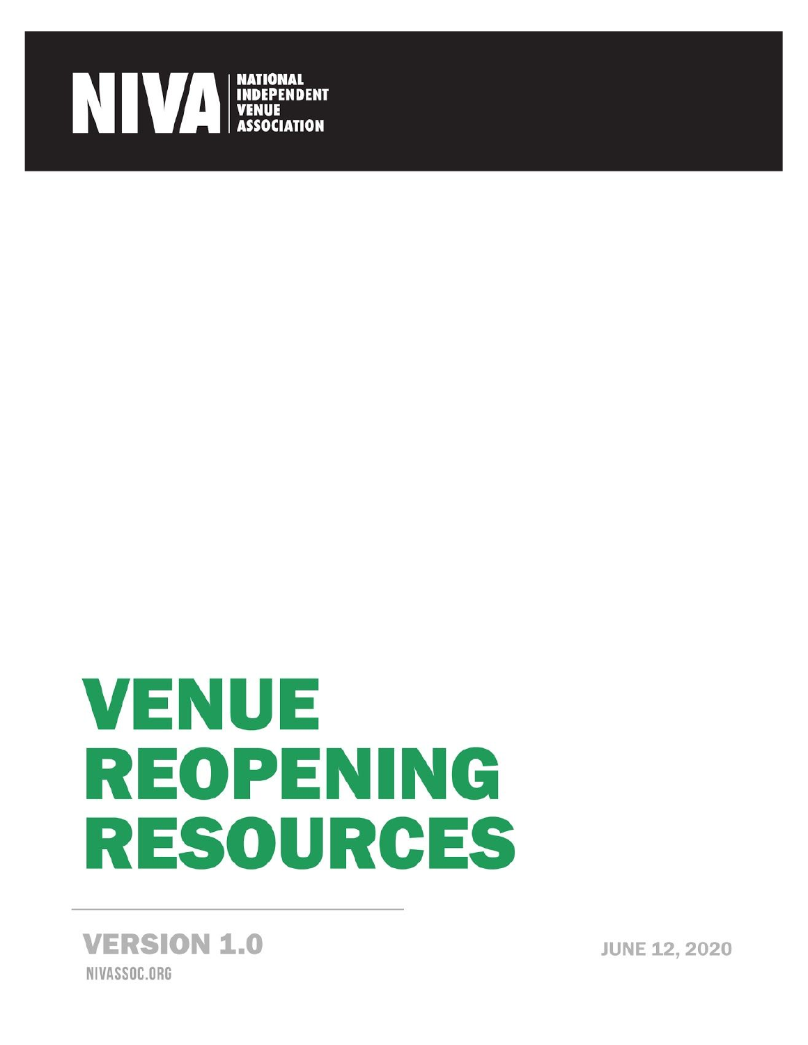NIVA NATIONAL INDEPENDENT VENUE ASSOCIATION

# VENUE REOPENING RESOURCES

VERSION 1.0

NIVASSOC.ORG

JUNE 12, 2020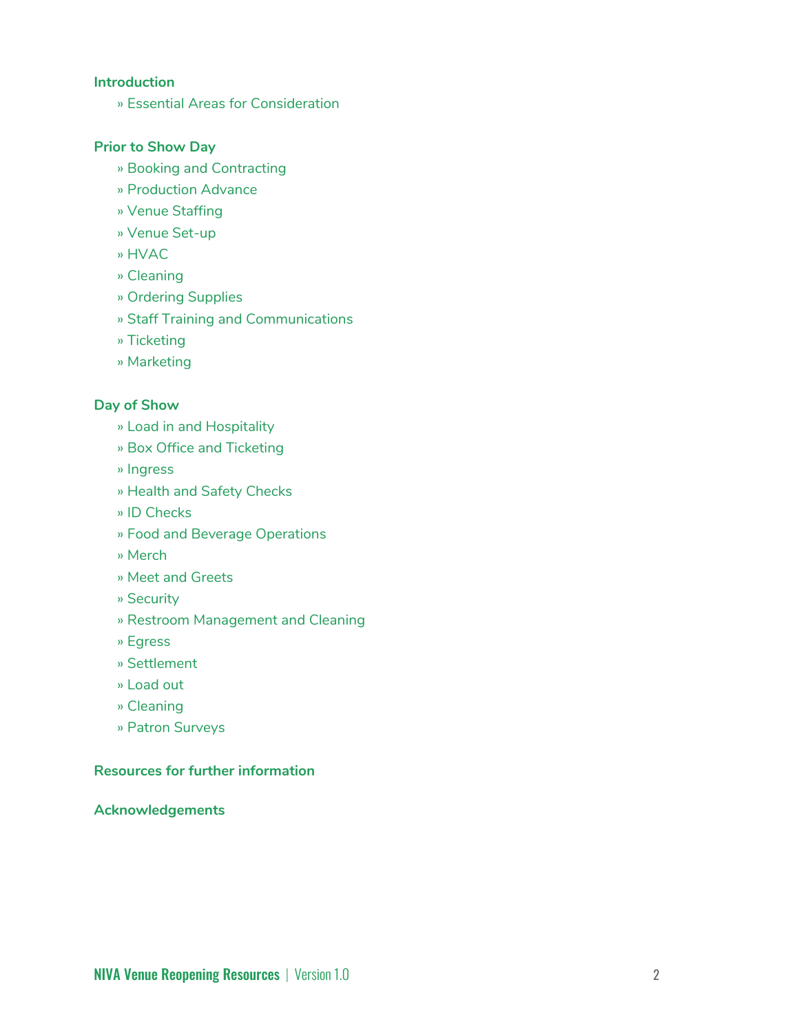**Introduction**

- » Essential Areas for Consideration

**Prior to Show Day**

- » Booking and Contracting
- » Production Advance
- » Venue Staffing
- » Venue Set-up
- » HVAC
- » Cleaning
- » Ordering Supplies
- » Staff Training and Communications
- » Ticketing
- » Marketing

**Day of Show**

- » Load in and Hospitality
- » Box Office and Ticketing
- » Ingress
- » Health and Safety Checks
- » ID Checks
- » Food and Beverage Operations
- » Merch
- » Meet and Greets
- » Security
- » Restroom Management and Cleaning
- » Egress
- » Settlement
- » Load out
- » Cleaning
- » Patron Surveys

**Resources for further information**

**Acknowledgements**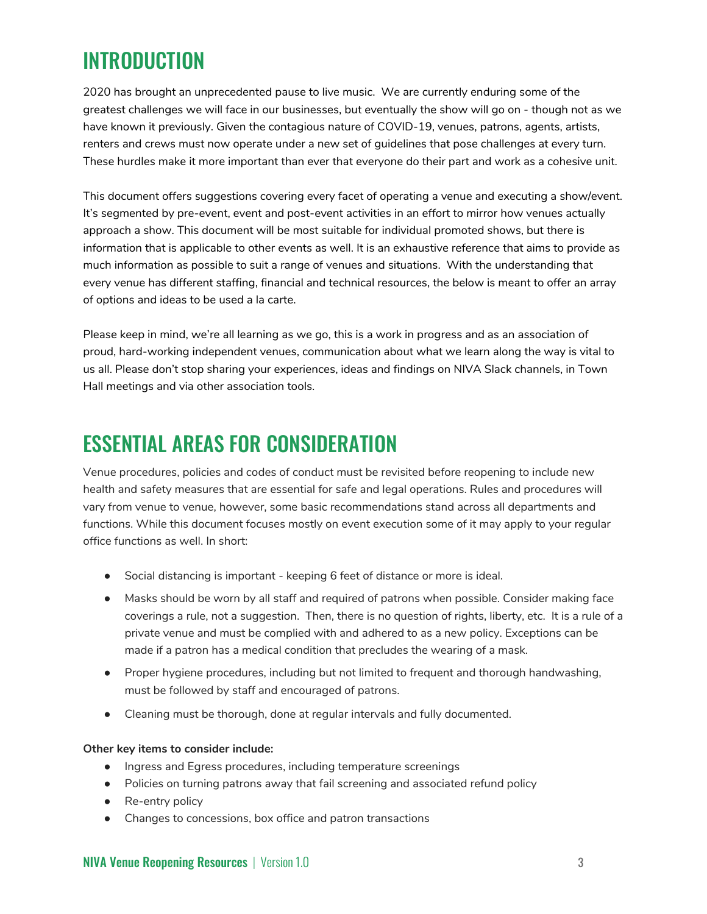# INTRODUCTION

2020 has brought an unprecedented pause to live music. We are currently enduring some of the greatest challenges we will face in our businesses, but eventually the show will go on - though not as we have known it previously. Given the contagious nature of COVID-19, venues, patrons, agents, artists, renters and crews must now operate under a new set of guidelines that pose challenges at every turn. These hurdles make it more important than ever that everyone do their part and work as a cohesive unit.

This document offers suggestions covering every facet of operating a venue and executing a show/event. It's segmented by pre-event, event and post-event activities in an effort to mirror how venues actually approach a show. This document will be most suitable for individual promoted shows, but there is information that is applicable to other events as well. It is an exhaustive reference that aims to provide as much information as possible to suit a range of venues and situations. With the understanding that every venue has different staffing, financial and technical resources, the below is meant to offer an array of options and ideas to be used a la carte.

Please keep in mind, we're all learning as we go, this is a work in progress and as an association of proud, hard-working independent venues, communication about what we learn along the way is vital to us all. Please don't stop sharing your experiences, ideas and findings on NIVA Slack channels, in Town Hall meetings and via other association tools.

# ESSENTIAL AREAS FOR CONSIDERATION

Venue procedures, policies and codes of conduct must be revisited before reopening to include new health and safety measures that are essential for safe and legal operations. Rules and procedures will vary from venue to venue, however, some basic recommendations stand across all departments and functions. While this document focuses mostly on event execution some of it may apply to your regular office functions as well. In short:

- Social distancing is important - keeping 6 feet of distance or more is ideal.
- Masks should be worn by all staff and required of patrons when possible. Consider making face coverings a rule, not a suggestion. Then, there is no question of rights, liberty, etc. It is a rule of a private venue and must be complied with and adhered to as a new policy. Exceptions can be made if a patron has a medical condition that precludes the wearing of a mask.
- Proper hygiene procedures, including but not limited to frequent and thorough handwashing, must be followed by staff and encouraged of patrons.
- Cleaning must be thorough, done at regular intervals and fully documented.

**Other key items to consider include:**

- Ingress and Egress procedures, including temperature screenings
- Policies on turning patrons away that fail screening and associated refund policy
- Re-entry policy
- Changes to concessions, box office and patron transactions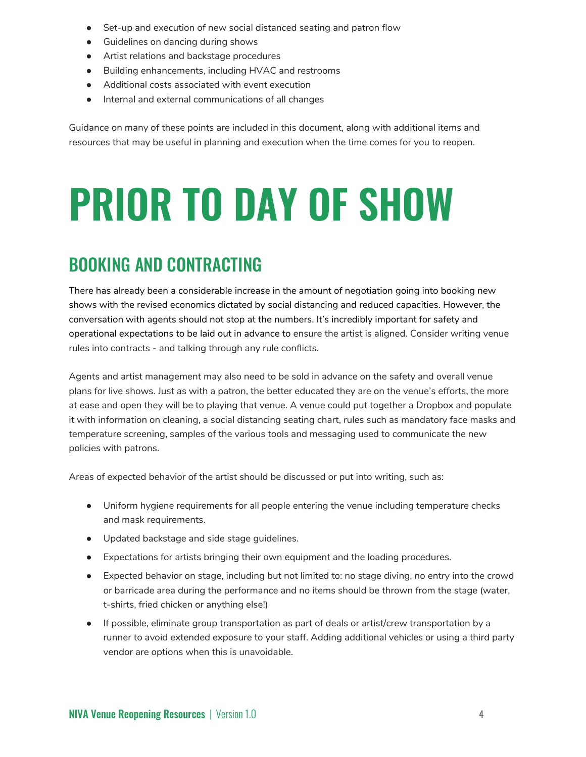- Set-up and execution of new social distanced seating and patron flow
- Guidelines on dancing during shows
- Artist relations and backstage procedures
- Building enhancements, including HVAC and restrooms
- Additional costs associated with event execution
- Internal and external communications of all changes

Guidance on many of these points are included in this document, along with additional items and resources that may be useful in planning and execution when the time comes for you to reopen.

# PRIOR TO DAY OF SHOW

## BOOKING AND CONTRACTING

There has already been a considerable increase in the amount of negotiation going into booking new shows with the revised economics dictated by social distancing and reduced capacities. However, the conversation with agents should not stop at the numbers. It's incredibly important for safety and operational expectations to be laid out in advance to ensure the artist is aligned. Consider writing venue rules into contracts - and talking through any rule conflicts.

Agents and artist management may also need to be sold in advance on the safety and overall venue plans for live shows. Just as with a patron, the better educated they are on the venue's efforts, the more at ease and open they will be to playing that venue. A venue could put together a Dropbox and populate it with information on cleaning, a social distancing seating chart, rules such as mandatory face masks and temperature screening, samples of the various tools and messaging used to communicate the new policies with patrons.

Areas of expected behavior of the artist should be discussed or put into writing, such as:

- Uniform hygiene requirements for all people entering the venue including temperature checks and mask requirements.
- Updated backstage and side stage guidelines.
- Expectations for artists bringing their own equipment and the loading procedures.
- Expected behavior on stage, including but not limited to: no stage diving, no entry into the crowd or barricade area during the performance and no items should be thrown from the stage (water, t-shirts, fried chicken or anything else!)
- If possible, eliminate group transportation as part of deals or artist/crew transportation by a runner to avoid extended exposure to your staff. Adding additional vehicles or using a third party vendor are options when this is unavoidable.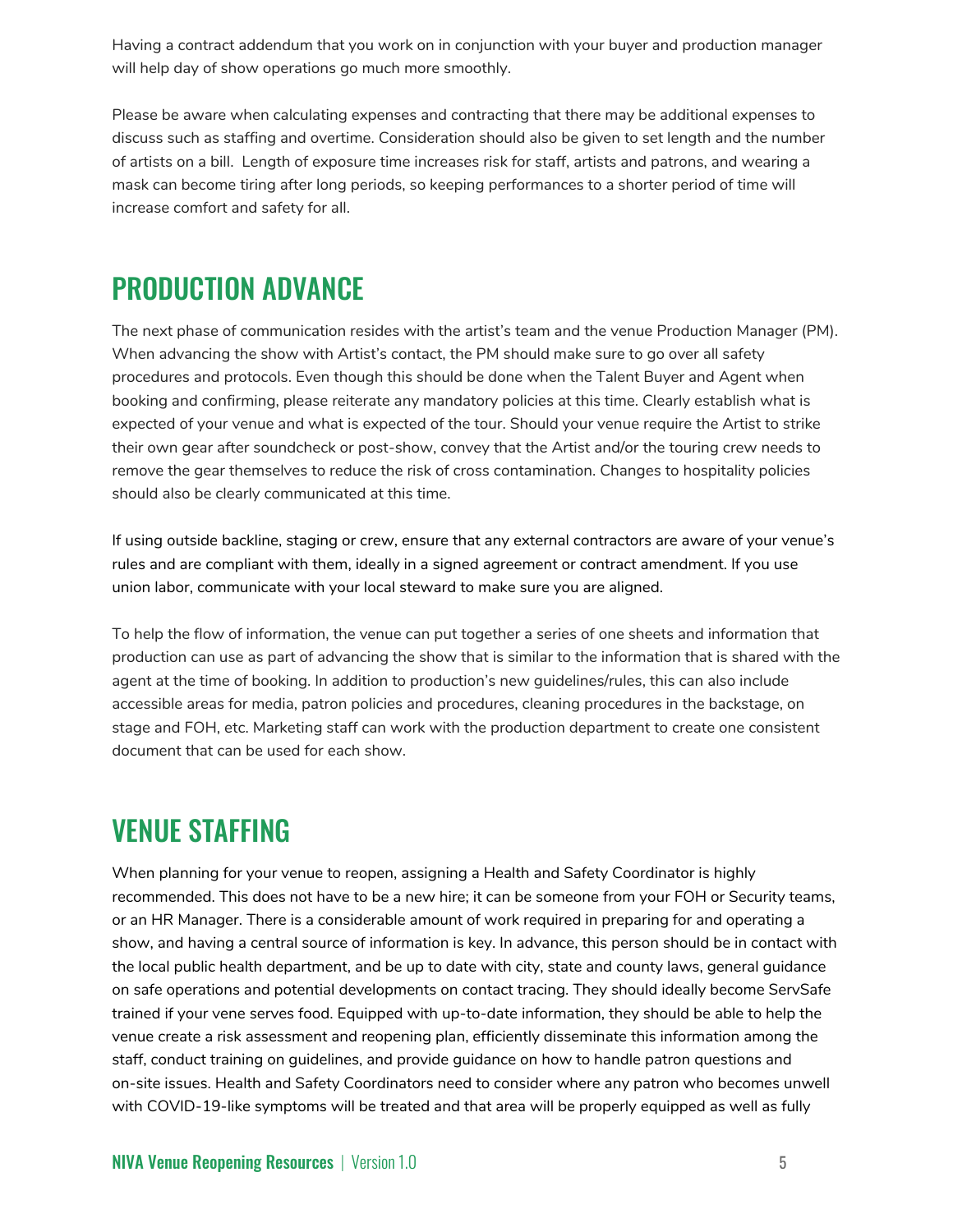Having a contract addendum that you work on in conjunction with your buyer and production manager will help day of show operations go much more smoothly.

Please be aware when calculating expenses and contracting that there may be additional expenses to discuss such as staffing and overtime. Consideration should also be given to set length and the number of artists on a bill. Length of exposure time increases risk for staff, artists and patrons, and wearing a mask can become tiring after long periods, so keeping performances to a shorter period of time will increase comfort and safety for all.

## PRODUCTION ADVANCE

The next phase of communication resides with the artist's team and the venue Production Manager (PM). When advancing the show with Artist's contact, the PM should make sure to go over all safety procedures and protocols. Even though this should be done when the Talent Buyer and Agent when booking and confirming, please reiterate any mandatory policies at this time. Clearly establish what is expected of your venue and what is expected of the tour. Should your venue require the Artist to strike their own gear after soundcheck or post-show, convey that the Artist and/or the touring crew needs to remove the gear themselves to reduce the risk of cross contamination. Changes to hospitality policies should also be clearly communicated at this time.

If using outside backline, staging or crew, ensure that any external contractors are aware of your venue's rules and are compliant with them, ideally in a signed agreement or contract amendment. If you use union labor, communicate with your local steward to make sure you are aligned.

To help the flow of information, the venue can put together a series of one sheets and information that production can use as part of advancing the show that is similar to the information that is shared with the agent at the time of booking. In addition to production's new guidelines/rules, this can also include accessible areas for media, patron policies and procedures, cleaning procedures in the backstage, on stage and FOH, etc. Marketing staff can work with the production department to create one consistent document that can be used for each show.

## VENUE STAFFING

When planning for your venue to reopen, assigning a Health and Safety Coordinator is highly recommended. This does not have to be a new hire; it can be someone from your FOH or Security teams, or an HR Manager. There is a considerable amount of work required in preparing for and operating a show, and having a central source of information is key. In advance, this person should be in contact with the local public health department, and be up to date with city, state and county laws, general guidance on safe operations and potential developments on contact tracing. They should ideally become ServSafe trained if your vene serves food. Equipped with up-to-date information, they should be able to help the venue create a risk assessment and reopening plan, efficiently disseminate this information among the staff, conduct training on guidelines, and provide guidance on how to handle patron questions and on-site issues. Health and Safety Coordinators need to consider where any patron who becomes unwell with COVID-19-like symptoms will be treated and that area will be properly equipped as well as fully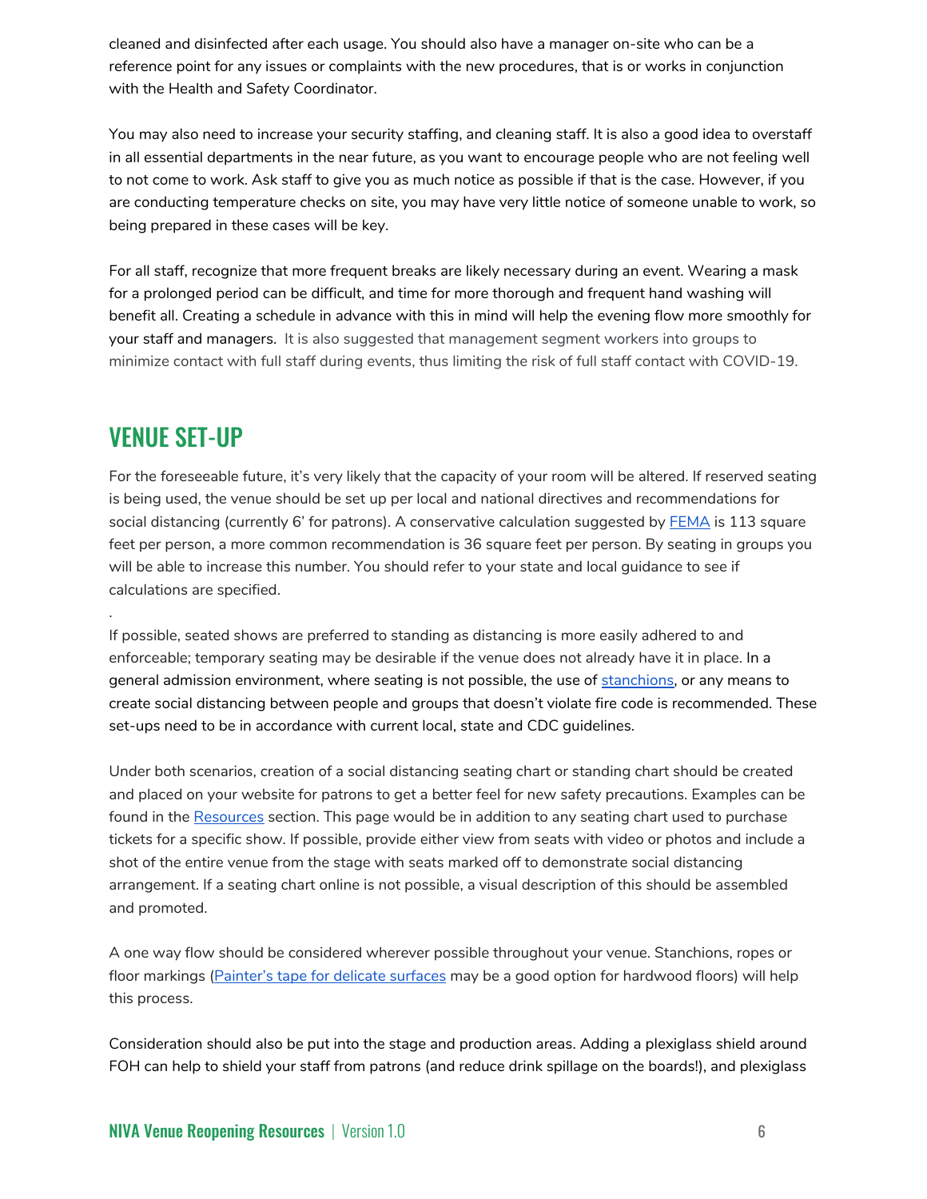cleaned and disinfected after each usage. You should also have a manager on-site who can be a reference point for any issues or complaints with the new procedures, that is or works in conjunction with the Health and Safety Coordinator.

You may also need to increase your security staffing, and cleaning staff. It is also a good idea to overstaff in all essential departments in the near future, as you want to encourage people who are not feeling well to not come to work. Ask staff to give you as much notice as possible if that is the case. However, if you are conducting temperature checks on site, you may have very little notice of someone unable to work, so being prepared in these cases will be key.

For all staff, recognize that more frequent breaks are likely necessary during an event. Wearing a mask for a prolonged period can be difficult, and time for more thorough and frequent hand washing will benefit all. Creating a schedule in advance with this in mind will help the evening flow more smoothly for your staff and managers. It is also suggested that management segment workers into groups to minimize contact with full staff during events, thus limiting the risk of full staff contact with COVID-19.

## VENUE SET-UP

For the foreseeable future, it's very likely that the capacity of your room will be altered. If reserved seating is being used, the venue should be set up per local and national directives and recommendations for social distancing (currently 6' for patrons). A conservative calculation suggested by FEMA is 113 square feet per person, a more common recommendation is 36 square feet per person. By seating in groups you will be able to increase this number. You should refer to your state and local guidance to see if calculations are specified.

.

If possible, seated shows are preferred to standing as distancing is more easily adhered to and enforceable; temporary seating may be desirable if the venue does not already have it in place. In a general admission environment, where seating is not possible, the use of stanchions, or any means to create social distancing between people and groups that doesn't violate fire code is recommended. These set-ups need to be in accordance with current local, state and CDC guidelines.

Under both scenarios, creation of a social distancing seating chart or standing chart should be created and placed on your website for patrons to get a better feel for new safety precautions. Examples can be found in the Resources section. This page would be in addition to any seating chart used to purchase tickets for a specific show. If possible, provide either view from seats with video or photos and include a shot of the entire venue from the stage with seats marked off to demonstrate social distancing arrangement. If a seating chart online is not possible, a visual description of this should be assembled and promoted.

A one way flow should be considered wherever possible throughout your venue. Stanchions, ropes or floor markings (Painter's tape for delicate surfaces may be a good option for hardwood floors) will help this process.

Consideration should also be put into the stage and production areas. Adding a plexiglass shield around FOH can help to shield your staff from patrons (and reduce drink spillage on the boards!), and plexiglass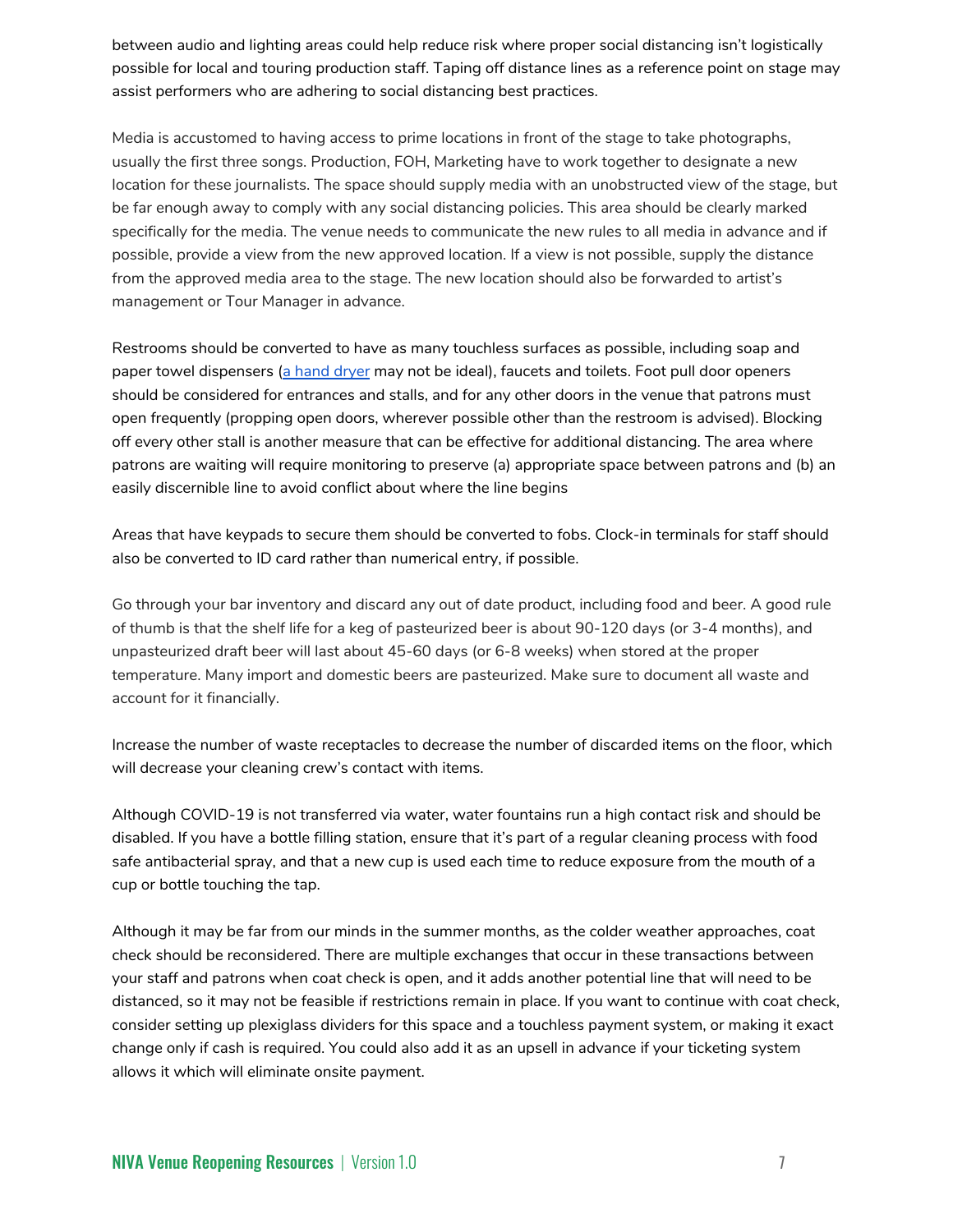between audio and lighting areas could help reduce risk where proper social distancing isn't logistically possible for local and touring production staff. Taping off distance lines as a reference point on stage may assist performers who are adhering to social distancing best practices.

Media is accustomed to having access to prime locations in front of the stage to take photographs, usually the first three songs. Production, FOH, Marketing have to work together to designate a new location for these journalists. The space should supply media with an unobstructed view of the stage, but be far enough away to comply with any social distancing policies. This area should be clearly marked specifically for the media. The venue needs to communicate the new rules to all media in advance and if possible, provide a view from the new approved location. If a view is not possible, supply the distance from the approved media area to the stage. The new location should also be forwarded to artist's management or Tour Manager in advance.

Restrooms should be converted to have as many touchless surfaces as possible, including soap and paper towel dispensers (a hand dryer may not be ideal), faucets and toilets. Foot pull door openers should be considered for entrances and stalls, and for any other doors in the venue that patrons must open frequently (propping open doors, wherever possible other than the restroom is advised). Blocking off every other stall is another measure that can be effective for additional distancing. The area where patrons are waiting will require monitoring to preserve (a) appropriate space between patrons and (b) an easily discernible line to avoid conflict about where the line begins

Areas that have keypads to secure them should be converted to fobs. Clock-in terminals for staff should also be converted to ID card rather than numerical entry, if possible.

Go through your bar inventory and discard any out of date product, including food and beer. A good rule of thumb is that the shelf life for a keg of pasteurized beer is about 90-120 days (or 3-4 months), and unpasteurized draft beer will last about 45-60 days (or 6-8 weeks) when stored at the proper temperature. Many import and domestic beers are pasteurized. Make sure to document all waste and account for it financially.

Increase the number of waste receptacles to decrease the number of discarded items on the floor, which will decrease your cleaning crew's contact with items.

Although COVID-19 is not transferred via water, water fountains run a high contact risk and should be disabled. If you have a bottle filling station, ensure that it's part of a regular cleaning process with food safe antibacterial spray, and that a new cup is used each time to reduce exposure from the mouth of a cup or bottle touching the tap.

Although it may be far from our minds in the summer months, as the colder weather approaches, coat check should be reconsidered. There are multiple exchanges that occur in these transactions between your staff and patrons when coat check is open, and it adds another potential line that will need to be distanced, so it may not be feasible if restrictions remain in place. If you want to continue with coat check, consider setting up plexiglass dividers for this space and a touchless payment system, or making it exact change only if cash is required. You could also add it as an upsell in advance if your ticketing system allows it which will eliminate onsite payment.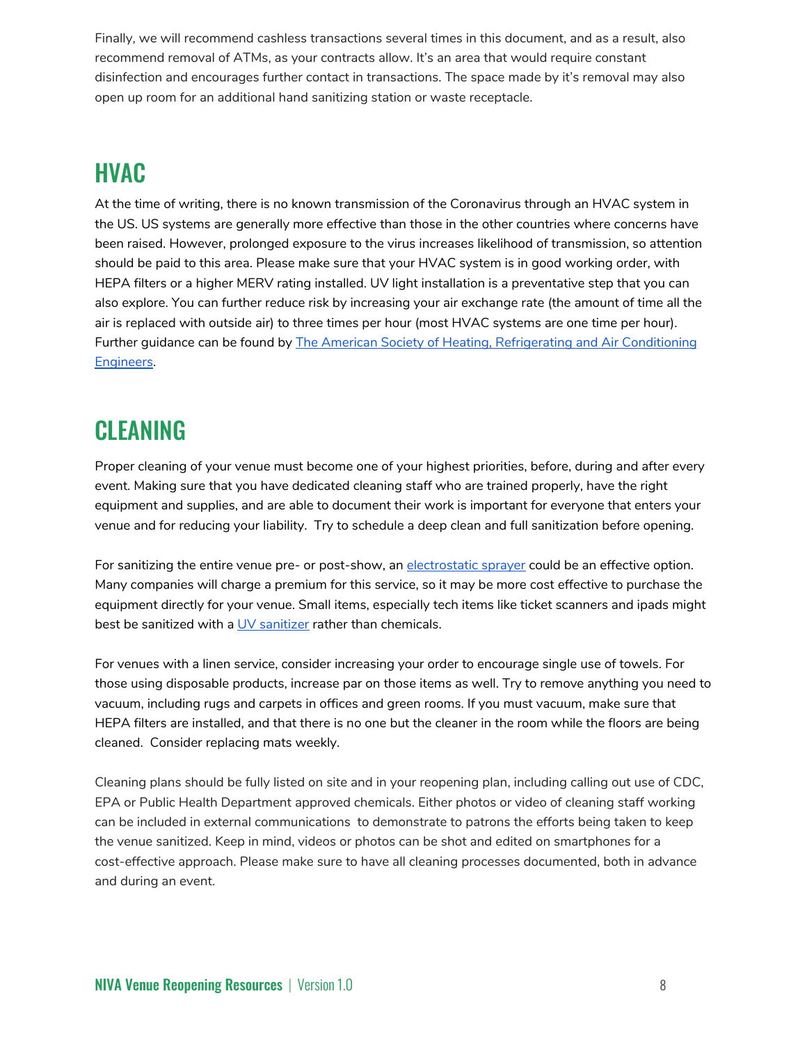Finally, we will recommend cashless transactions several times in this document, and as a result, also recommend removal of ATMs, as your contracts allow. It's an area that would require constant disinfection and encourages further contact in transactions. The space made by it's removal may also open up room for an additional hand sanitizing station or waste receptacle.

## HVAC

At the time of writing, there is no known transmission of the Coronavirus through an HVAC system in the US. US systems are generally more effective than those in the other countries where concerns have been raised. However, prolonged exposure to the virus increases likelihood of transmission, so attention should be paid to this area. Please make sure that your HVAC system is in good working order, with HEPA filters or a higher MERV rating installed. UV light installation is a preventative step that you can also explore. You can further reduce risk by increasing your air exchange rate (the amount of time all the air is replaced with outside air) to three times per hour (most HVAC systems are one time per hour). Further guidance can be found by [The American Society of Heating, Refrigerating and Air Conditioning Engineers](#).

## CLEANING

Proper cleaning of your venue must become one of your highest priorities, before, during and after every event. Making sure that you have dedicated cleaning staff who are trained properly, have the right equipment and supplies, and are able to document their work is important for everyone that enters your venue and for reducing your liability. Try to schedule a deep clean and full sanitization before opening.

For sanitizing the entire venue pre- or post-show, an [electrostatic sprayer](#) could be an effective option. Many companies will charge a premium for this service, so it may be more cost effective to purchase the equipment directly for your venue. Small items, especially tech items like ticket scanners and ipads might best be sanitized with a [UV sanitizer](#) rather than chemicals.

For venues with a linen service, consider increasing your order to encourage single use of towels. For those using disposable products, increase par on those items as well. Try to remove anything you need to vacuum, including rugs and carpets in offices and green rooms. If you must vacuum, make sure that HEPA filters are installed, and that there is no one but the cleaner in the room while the floors are being cleaned. Consider replacing mats weekly.

Cleaning plans should be fully listed on site and in your reopening plan, including calling out use of CDC, EPA or Public Health Department approved chemicals. Either photos or video of cleaning staff working can be included in external communications to demonstrate to patrons the efforts being taken to keep the venue sanitized. Keep in mind, videos or photos can be shot and edited on smartphones for a cost-effective approach. Please make sure to have all cleaning processes documented, both in advance and during an event.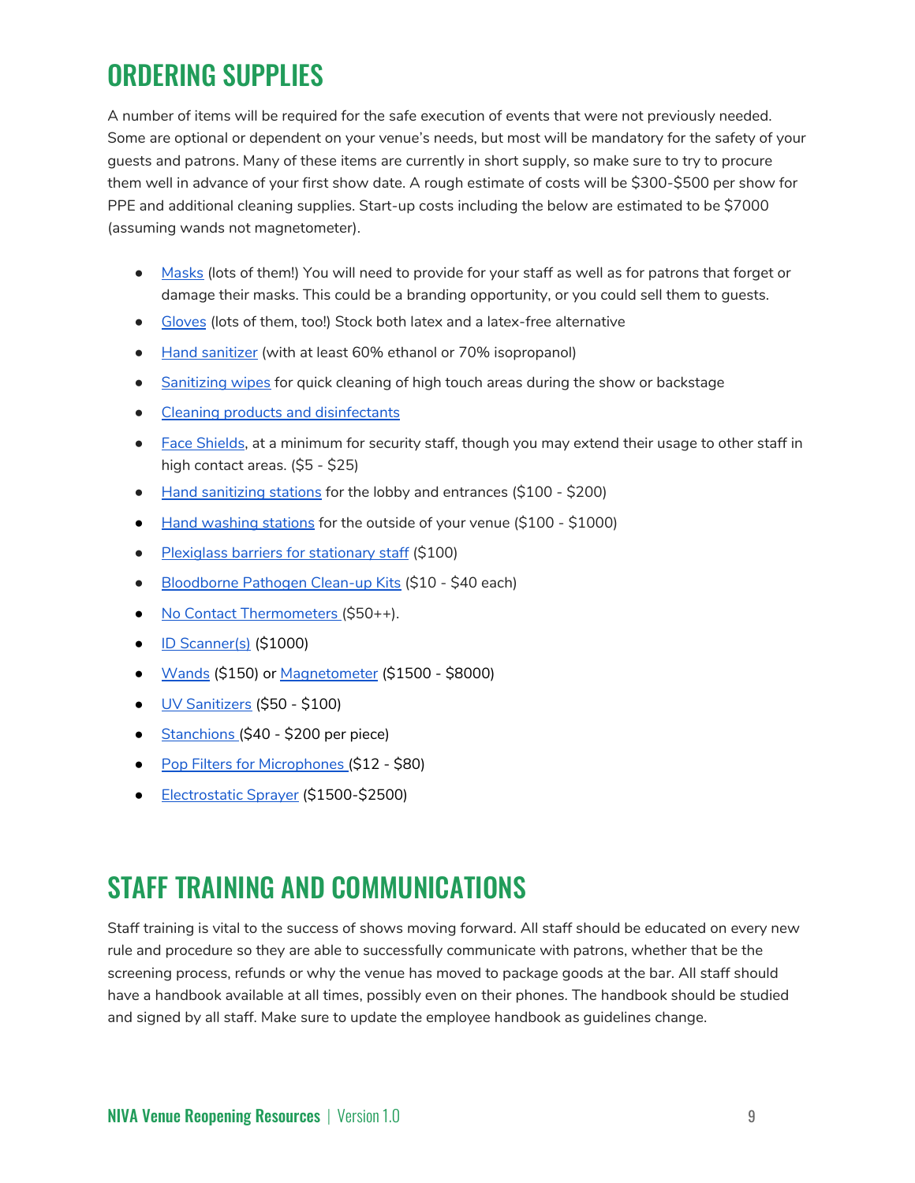## ORDERING SUPPLIES

A number of items will be required for the safe execution of events that were not previously needed. Some are optional or dependent on your venue's needs, but most will be mandatory for the safety of your guests and patrons. Many of these items are currently in short supply, so make sure to try to procure them well in advance of your first show date. A rough estimate of costs will be $300-$500 per show for PPE and additional cleaning supplies. Start-up costs including the below are estimated to be $7000 (assuming wands not magnetometer).

- Masks (lots of them!) You will need to provide for your staff as well as for patrons that forget or damage their masks. This could be a branding opportunity, or you could sell them to guests.
- Gloves (lots of them, too!) Stock both latex and a latex-free alternative
- Hand sanitizer (with at least 60% ethanol or 70% isopropanol)
- Sanitizing wipes for quick cleaning of high touch areas during the show or backstage
- Cleaning products and disinfectants
- Face Shields, at a minimum for security staff, though you may extend their usage to other staff in high contact areas. ($5 - $25)
- Hand sanitizing stations for the lobby and entrances ($100 - $200)
- Hand washing stations for the outside of your venue ($100 - $1000)
- Plexiglass barriers for stationary staff ($100)
- Bloodborne Pathogen Clean-up Kits ($10 - $40 each)
- No Contact Thermometers ($50++).
- ID Scanner(s) ($1000)
- Wands ($150) or Magnetometer ($1500 - $8000)
- UV Sanitizers ($50 - $100)
- Stanchions ($40 - $200 per piece)
- Pop Filters for Microphones ($12 - $80)
- Electrostatic Sprayer ($1500-$2500)

## STAFF TRAINING AND COMMUNICATIONS

Staff training is vital to the success of shows moving forward. All staff should be educated on every new rule and procedure so they are able to successfully communicate with patrons, whether that be the screening process, refunds or why the venue has moved to package goods at the bar. All staff should have a handbook available at all times, possibly even on their phones. The handbook should be studied and signed by all staff. Make sure to update the employee handbook as guidelines change.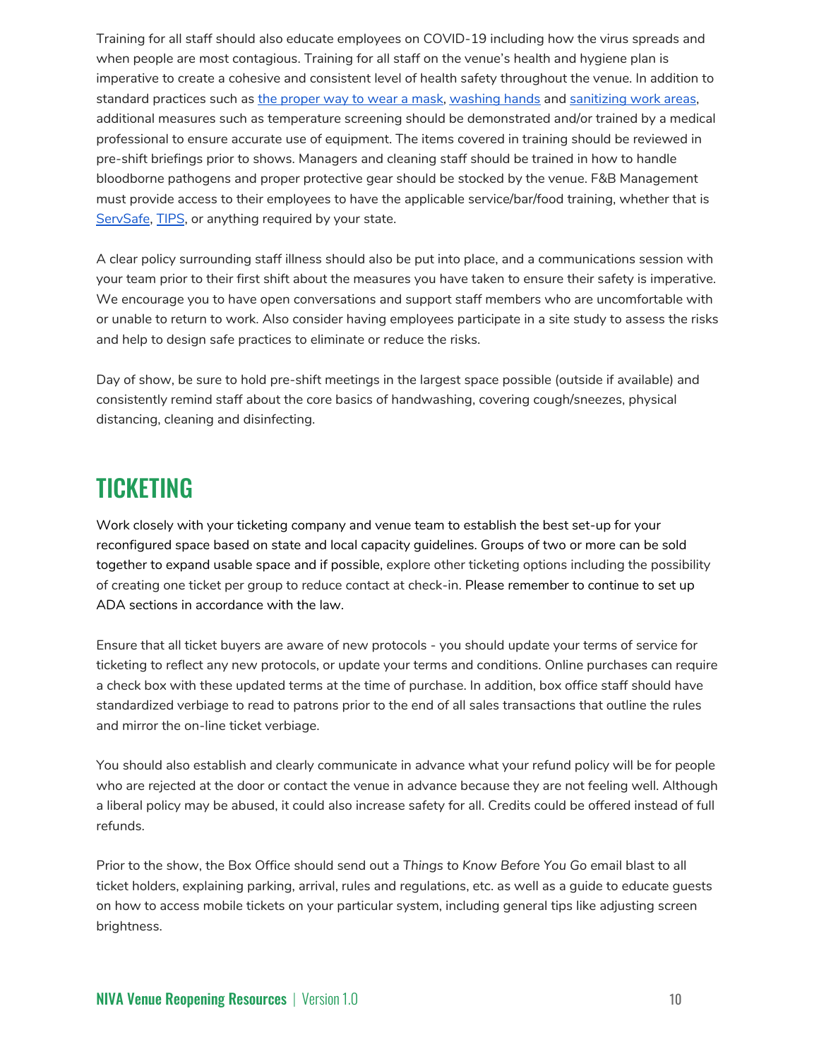Training for all staff should also educate employees on COVID-19 including how the virus spreads and when people are most contagious. Training for all staff on the venue's health and hygiene plan is imperative to create a cohesive and consistent level of health safety throughout the venue. In addition to standard practices such as the proper way to wear a mask, washing hands and sanitizing work areas, additional measures such as temperature screening should be demonstrated and/or trained by a medical professional to ensure accurate use of equipment. The items covered in training should be reviewed in pre-shift briefings prior to shows. Managers and cleaning staff should be trained in how to handle bloodborne pathogens and proper protective gear should be stocked by the venue. F&B Management must provide access to their employees to have the applicable service/bar/food training, whether that is ServSafe, TIPS, or anything required by your state.

A clear policy surrounding staff illness should also be put into place, and a communications session with your team prior to their first shift about the measures you have taken to ensure their safety is imperative. We encourage you to have open conversations and support staff members who are uncomfortable with or unable to return to work. Also consider having employees participate in a site study to assess the risks and help to design safe practices to eliminate or reduce the risks.

Day of show, be sure to hold pre-shift meetings in the largest space possible (outside if available) and consistently remind staff about the core basics of handwashing, covering cough/sneezes, physical distancing, cleaning and disinfecting.

# TICKETING

Work closely with your ticketing company and venue team to establish the best set-up for your reconfigured space based on state and local capacity guidelines. Groups of two or more can be sold together to expand usable space and if possible, explore other ticketing options including the possibility of creating one ticket per group to reduce contact at check-in. Please remember to continue to set up ADA sections in accordance with the law.

Ensure that all ticket buyers are aware of new protocols - you should update your terms of service for ticketing to reflect any new protocols, or update your terms and conditions. Online purchases can require a check box with these updated terms at the time of purchase. In addition, box office staff should have standardized verbiage to read to patrons prior to the end of all sales transactions that outline the rules and mirror the on-line ticket verbiage.

You should also establish and clearly communicate in advance what your refund policy will be for people who are rejected at the door or contact the venue in advance because they are not feeling well. Although a liberal policy may be abused, it could also increase safety for all. Credits could be offered instead of full refunds.

Prior to the show, the Box Office should send out a *Things to Know Before You Go* email blast to all ticket holders, explaining parking, arrival, rules and regulations, etc. as well as a guide to educate guests on how to access mobile tickets on your particular system, including general tips like adjusting screen brightness.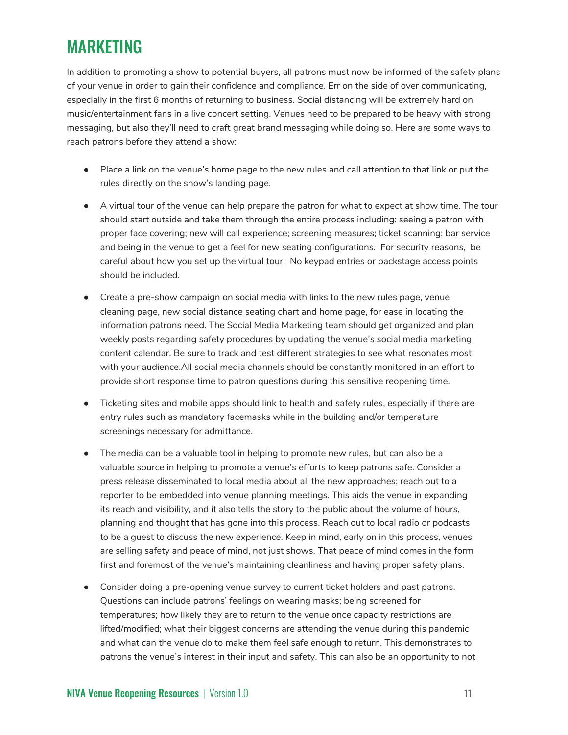# MARKETING

In addition to promoting a show to potential buyers, all patrons must now be informed of the safety plans of your venue in order to gain their confidence and compliance. Err on the side of over communicating, especially in the first 6 months of returning to business. Social distancing will be extremely hard on music/entertainment fans in a live concert setting. Venues need to be prepared to be heavy with strong messaging, but also they'll need to craft great brand messaging while doing so. Here are some ways to reach patrons before they attend a show:

- Place a link on the venue's home page to the new rules and call attention to that link or put the rules directly on the show's landing page.
- A virtual tour of the venue can help prepare the patron for what to expect at show time. The tour should start outside and take them through the entire process including: seeing a patron with proper face covering; new will call experience; screening measures; ticket scanning; bar service and being in the venue to get a feel for new seating configurations. For security reasons, be careful about how you set up the virtual tour. No keypad entries or backstage access points should be included.
- Create a pre-show campaign on social media with links to the new rules page, venue cleaning page, new social distance seating chart and home page, for ease in locating the information patrons need. The Social Media Marketing team should get organized and plan weekly posts regarding safety procedures by updating the venue's social media marketing content calendar. Be sure to track and test different strategies to see what resonates most with your audience.All social media channels should be constantly monitored in an effort to provide short response time to patron questions during this sensitive reopening time.
- Ticketing sites and mobile apps should link to health and safety rules, especially if there are entry rules such as mandatory facemasks while in the building and/or temperature screenings necessary for admittance.
- The media can be a valuable tool in helping to promote new rules, but can also be a valuable source in helping to promote a venue's efforts to keep patrons safe. Consider a press release disseminated to local media about all the new approaches; reach out to a reporter to be embedded into venue planning meetings. This aids the venue in expanding its reach and visibility, and it also tells the story to the public about the volume of hours, planning and thought that has gone into this process. Reach out to local radio or podcasts to be a guest to discuss the new experience. Keep in mind, early on in this process, venues are selling safety and peace of mind, not just shows. That peace of mind comes in the form first and foremost of the venue's maintaining cleanliness and having proper safety plans.
- Consider doing a pre-opening venue survey to current ticket holders and past patrons. Questions can include patrons' feelings on wearing masks; being screened for temperatures; how likely they are to return to the venue once capacity restrictions are lifted/modified; what their biggest concerns are attending the venue during this pandemic and what can the venue do to make them feel safe enough to return. This demonstrates to patrons the venue's interest in their input and safety. This can also be an opportunity to not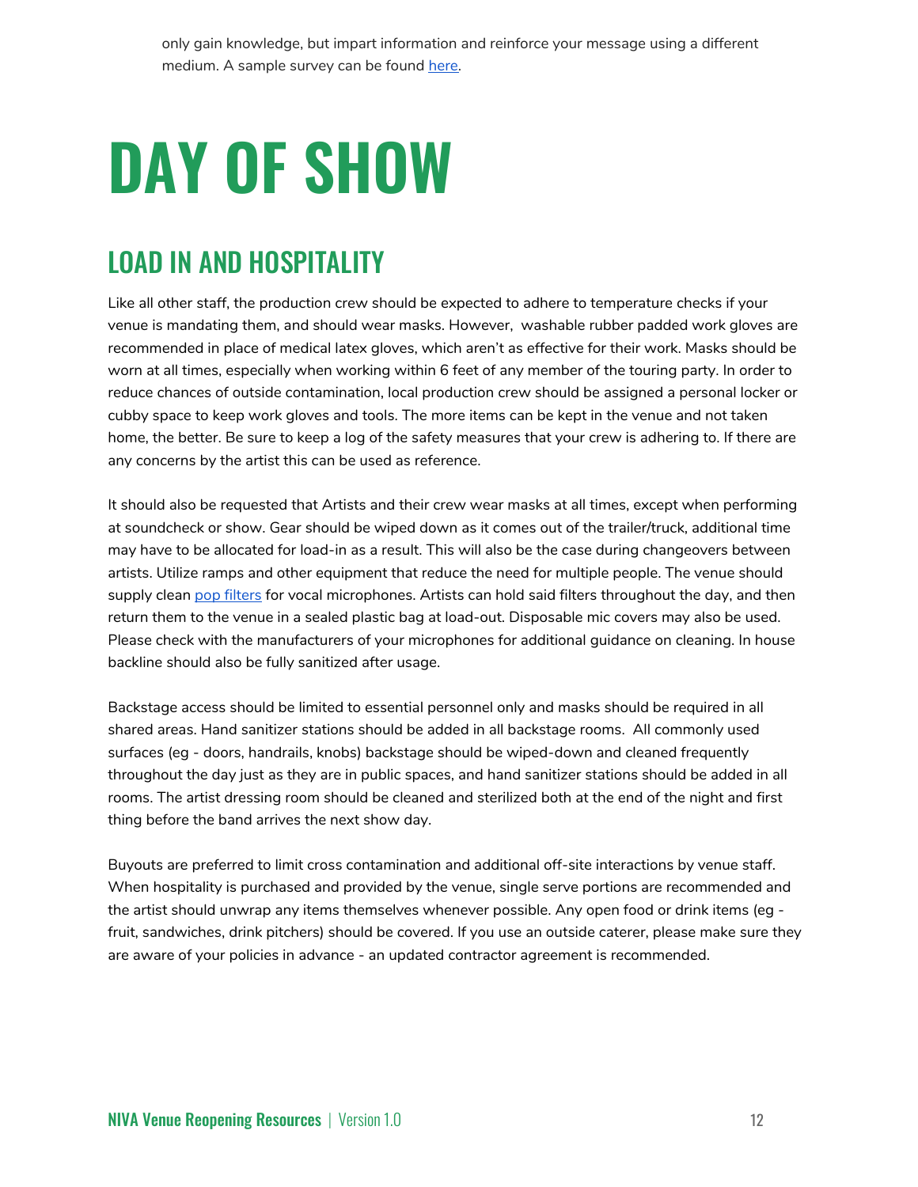only gain knowledge, but impart information and reinforce your message using a different medium. A sample survey can be found here.

# DAY OF SHOW

## LOAD IN AND HOSPITALITY

Like all other staff, the production crew should be expected to adhere to temperature checks if your venue is mandating them, and should wear masks. However, washable rubber padded work gloves are recommended in place of medical latex gloves, which aren't as effective for their work. Masks should be worn at all times, especially when working within 6 feet of any member of the touring party. In order to reduce chances of outside contamination, local production crew should be assigned a personal locker or cubby space to keep work gloves and tools. The more items can be kept in the venue and not taken home, the better. Be sure to keep a log of the safety measures that your crew is adhering to. If there are any concerns by the artist this can be used as reference.

It should also be requested that Artists and their crew wear masks at all times, except when performing at soundcheck or show. Gear should be wiped down as it comes out of the trailer/truck, additional time may have to be allocated for load-in as a result. This will also be the case during changeovers between artists. Utilize ramps and other equipment that reduce the need for multiple people. The venue should supply clean pop filters for vocal microphones. Artists can hold said filters throughout the day, and then return them to the venue in a sealed plastic bag at load-out. Disposable mic covers may also be used. Please check with the manufacturers of your microphones for additional guidance on cleaning. In house backline should also be fully sanitized after usage.

Backstage access should be limited to essential personnel only and masks should be required in all shared areas. Hand sanitizer stations should be added in all backstage rooms. All commonly used surfaces (eg - doors, handrails, knobs) backstage should be wiped-down and cleaned frequently throughout the day just as they are in public spaces, and hand sanitizer stations should be added in all rooms. The artist dressing room should be cleaned and sterilized both at the end of the night and first thing before the band arrives the next show day.

Buyouts are preferred to limit cross contamination and additional off-site interactions by venue staff. When hospitality is purchased and provided by the venue, single serve portions are recommended and the artist should unwrap any items themselves whenever possible. Any open food or drink items (eg - fruit, sandwiches, drink pitchers) should be covered. If you use an outside caterer, please make sure they are aware of your policies in advance - an updated contractor agreement is recommended.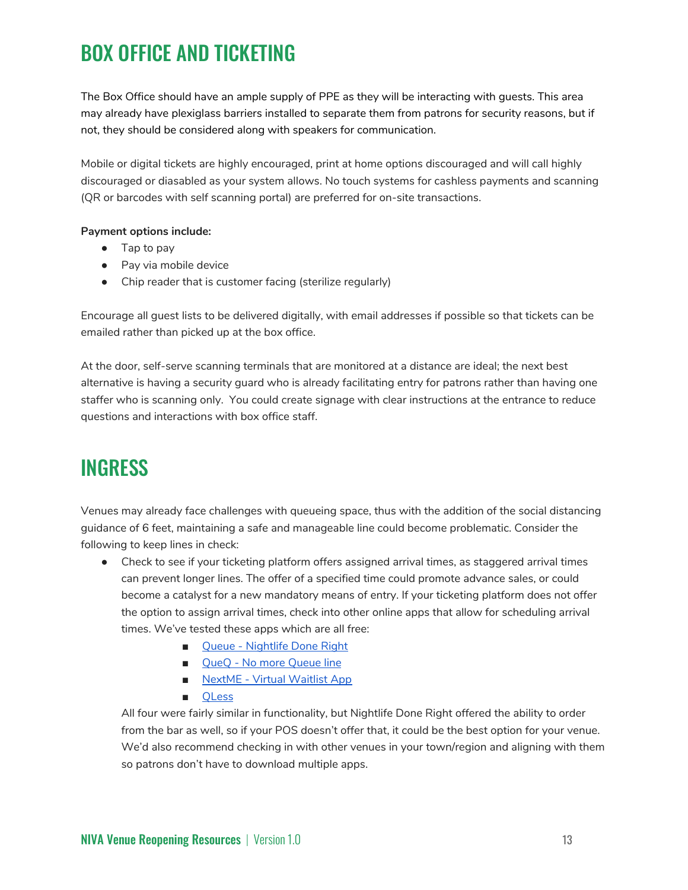# BOX OFFICE AND TICKETING

The Box Office should have an ample supply of PPE as they will be interacting with guests. This area may already have plexiglass barriers installed to separate them from patrons for security reasons, but if not, they should be considered along with speakers for communication.

Mobile or digital tickets are highly encouraged, print at home options discouraged and will call highly discouraged or diasabled as your system allows. No touch systems for cashless payments and scanning (QR or barcodes with self scanning portal) are preferred for on-site transactions.

**Payment options include:**

- Tap to pay
- Pay via mobile device
- Chip reader that is customer facing (sterilize regularly)

Encourage all guest lists to be delivered digitally, with email addresses if possible so that tickets can be emailed rather than picked up at the box office.

At the door, self-serve scanning terminals that are monitored at a distance are ideal; the next best alternative is having a security guard who is already facilitating entry for patrons rather than having one staffer who is scanning only. You could create signage with clear instructions at the entrance to reduce questions and interactions with box office staff.

# INGRESS

Venues may already face challenges with queueing space, thus with the addition of the social distancing guidance of 6 feet, maintaining a safe and manageable line could become problematic. Consider the following to keep lines in check:

- Check to see if your ticketing platform offers assigned arrival times, as staggered arrival times can prevent longer lines. The offer of a specified time could promote advance sales, or could become a catalyst for a new mandatory means of entry. If your ticketing platform does not offer the option to assign arrival times, check into other online apps that allow for scheduling arrival times. We've tested these apps which are all free:
    - Queue - Nightlife Done Right
    - QueQ - No more Queue line
    - NextME - Virtual Waitlist App
    - QLess

  All four were fairly similar in functionality, but Nightlife Done Right offered the ability to order from the bar as well, so if your POS doesn't offer that, it could be the best option for your venue. We'd also recommend checking in with other venues in your town/region and aligning with them so patrons don't have to download multiple apps.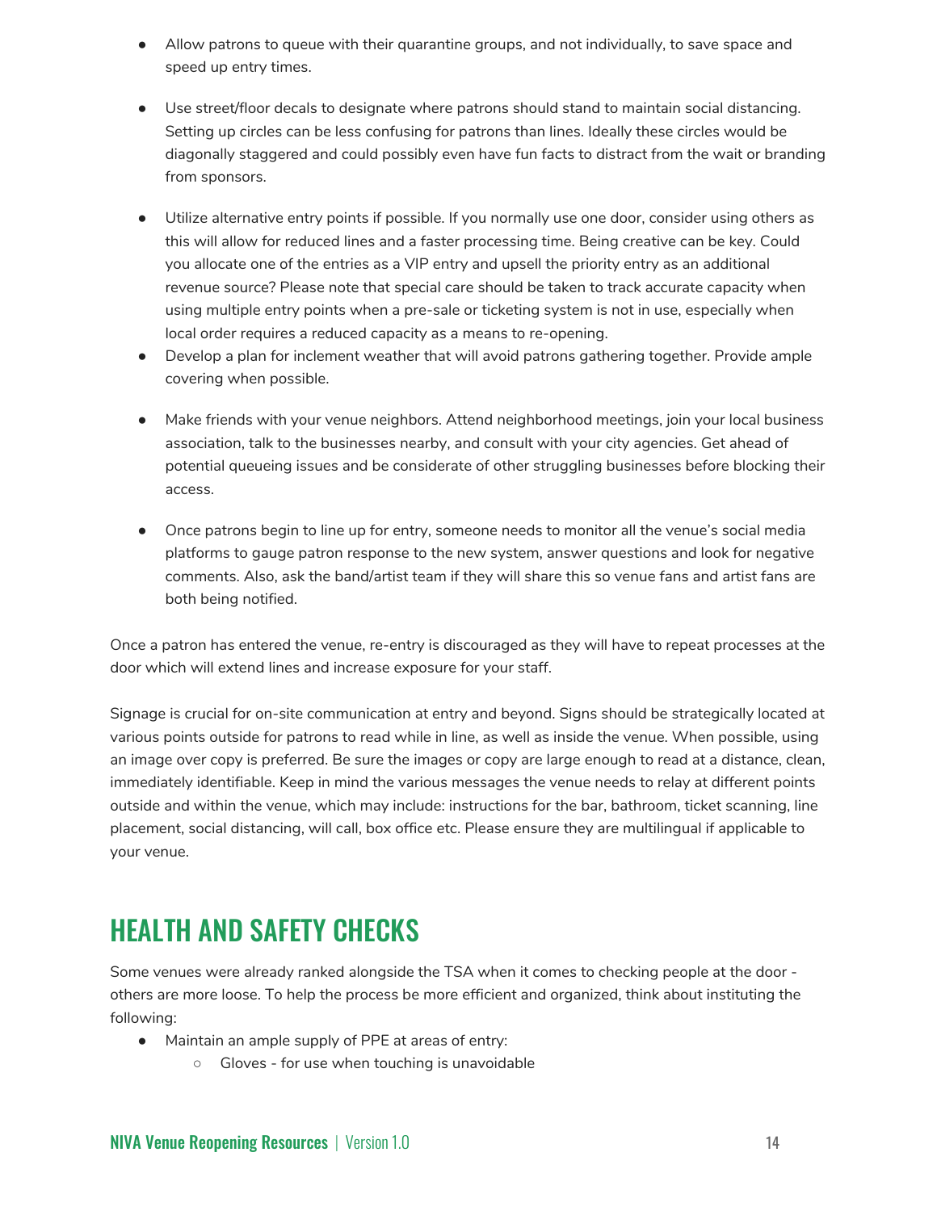- Allow patrons to queue with their quarantine groups, and not individually, to save space and speed up entry times.
- Use street/floor decals to designate where patrons should stand to maintain social distancing. Setting up circles can be less confusing for patrons than lines. Ideally these circles would be diagonally staggered and could possibly even have fun facts to distract from the wait or branding from sponsors.
- Utilize alternative entry points if possible. If you normally use one door, consider using others as this will allow for reduced lines and a faster processing time. Being creative can be key. Could you allocate one of the entries as a VIP entry and upsell the priority entry as an additional revenue source? Please note that special care should be taken to track accurate capacity when using multiple entry points when a pre-sale or ticketing system is not in use, especially when local order requires a reduced capacity as a means to re-opening.
- Develop a plan for inclement weather that will avoid patrons gathering together. Provide ample covering when possible.
- Make friends with your venue neighbors. Attend neighborhood meetings, join your local business association, talk to the businesses nearby, and consult with your city agencies. Get ahead of potential queueing issues and be considerate of other struggling businesses before blocking their access.
- Once patrons begin to line up for entry, someone needs to monitor all the venue's social media platforms to gauge patron response to the new system, answer questions and look for negative comments. Also, ask the band/artist team if they will share this so venue fans and artist fans are both being notified.

Once a patron has entered the venue, re-entry is discouraged as they will have to repeat processes at the door which will extend lines and increase exposure for your staff.

Signage is crucial for on-site communication at entry and beyond. Signs should be strategically located at various points outside for patrons to read while in line, as well as inside the venue. When possible, using an image over copy is preferred. Be sure the images or copy are large enough to read at a distance, clean, immediately identifiable. Keep in mind the various messages the venue needs to relay at different points outside and within the venue, which may include: instructions for the bar, bathroom, ticket scanning, line placement, social distancing, will call, box office etc. Please ensure they are multilingual if applicable to your venue.

## HEALTH AND SAFETY CHECKS

Some venues were already ranked alongside the TSA when it comes to checking people at the door - others are more loose. To help the process be more efficient and organized, think about instituting the following:

- Maintain an ample supply of PPE at areas of entry:
    - Gloves - for use when touching is unavoidable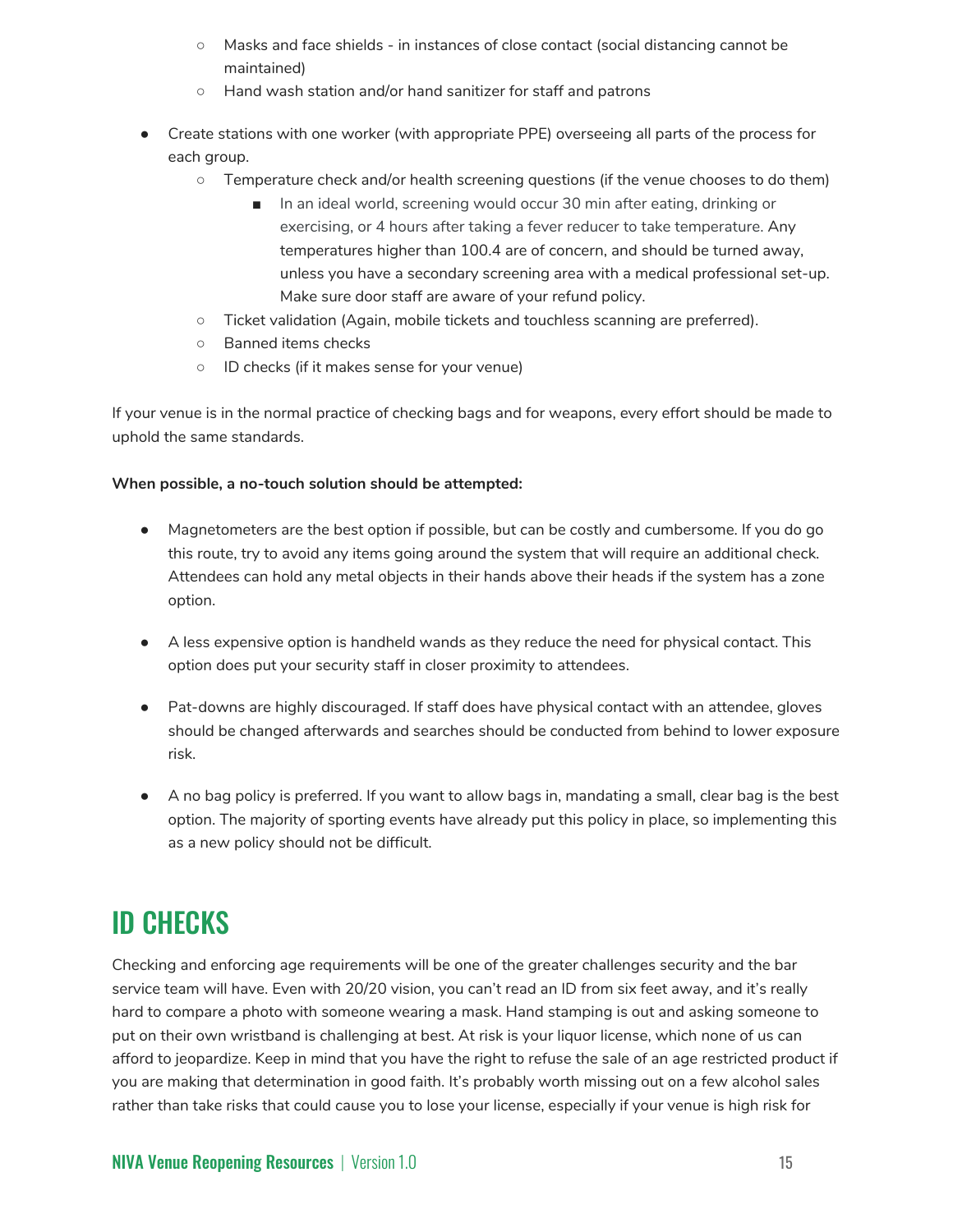- Masks and face shields - in instances of close contact (social distancing cannot be maintained)
    - Hand wash station and/or hand sanitizer for staff and patrons
- Create stations with one worker (with appropriate PPE) overseeing all parts of the process for each group.
    - Temperature check and/or health screening questions (if the venue chooses to do them)
        - In an ideal world, screening would occur 30 min after eating, drinking or exercising, or 4 hours after taking a fever reducer to take temperature. Any temperatures higher than 100.4 are of concern, and should be turned away, unless you have a secondary screening area with a medical professional set-up. Make sure door staff are aware of your refund policy.
    - Ticket validation (Again, mobile tickets and touchless scanning are preferred).
    - Banned items checks
    - ID checks (if it makes sense for your venue)

If your venue is in the normal practice of checking bags and for weapons, every effort should be made to uphold the same standards.

**When possible, a no-touch solution should be attempted:**

- Magnetometers are the best option if possible, but can be costly and cumbersome. If you do go this route, try to avoid any items going around the system that will require an additional check. Attendees can hold any metal objects in their hands above their heads if the system has a zone option.

- A less expensive option is handheld wands as they reduce the need for physical contact. This option does put your security staff in closer proximity to attendees.

- Pat-downs are highly discouraged. If staff does have physical contact with an attendee, gloves should be changed afterwards and searches should be conducted from behind to lower exposure risk.

- A no bag policy is preferred. If you want to allow bags in, mandating a small, clear bag is the best option. The majority of sporting events have already put this policy in place, so implementing this as a new policy should not be difficult.

## ID CHECKS

Checking and enforcing age requirements will be one of the greater challenges security and the bar service team will have. Even with 20/20 vision, you can't read an ID from six feet away, and it's really hard to compare a photo with someone wearing a mask. Hand stamping is out and asking someone to put on their own wristband is challenging at best. At risk is your liquor license, which none of us can afford to jeopardize. Keep in mind that you have the right to refuse the sale of an age restricted product if you are making that determination in good faith. It's probably worth missing out on a few alcohol sales rather than take risks that could cause you to lose your license, especially if your venue is high risk for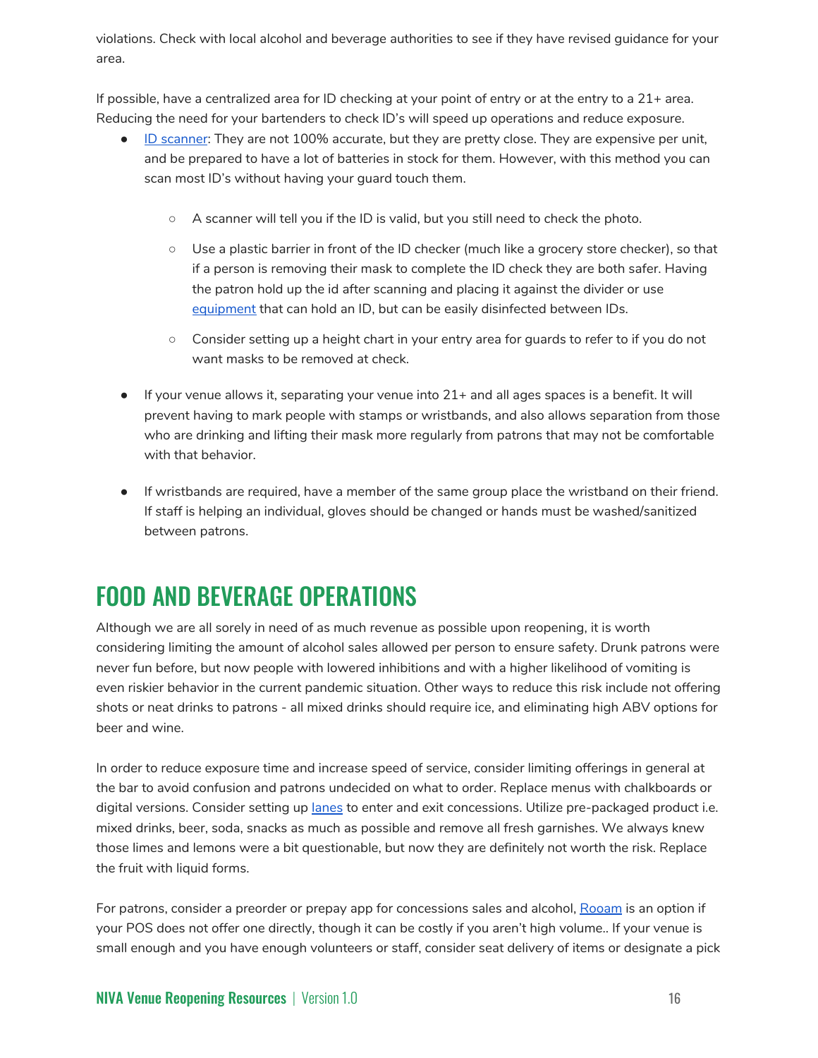violations. Check with local alcohol and beverage authorities to see if they have revised guidance for your area.

If possible, have a centralized area for ID checking at your point of entry or at the entry to a 21+ area. Reducing the need for your bartenders to check ID's will speed up operations and reduce exposure.

- ID scanner: They are not 100% accurate, but they are pretty close. They are expensive per unit, and be prepared to have a lot of batteries in stock for them. However, with this method you can scan most ID's without having your guard touch them.
    - A scanner will tell you if the ID is valid, but you still need to check the photo.
    - Use a plastic barrier in front of the ID checker (much like a grocery store checker), so that if a person is removing their mask to complete the ID check they are both safer. Having the patron hold up the id after scanning and placing it against the divider or use equipment that can hold an ID, but can be easily disinfected between IDs.
    - Consider setting up a height chart in your entry area for guards to refer to if you do not want masks to be removed at check.
- If your venue allows it, separating your venue into 21+ and all ages spaces is a benefit. It will prevent having to mark people with stamps or wristbands, and also allows separation from those who are drinking and lifting their mask more regularly from patrons that may not be comfortable with that behavior.
- If wristbands are required, have a member of the same group place the wristband on their friend. If staff is helping an individual, gloves should be changed or hands must be washed/sanitized between patrons.

# FOOD AND BEVERAGE OPERATIONS

Although we are all sorely in need of as much revenue as possible upon reopening, it is worth considering limiting the amount of alcohol sales allowed per person to ensure safety. Drunk patrons were never fun before, but now people with lowered inhibitions and with a higher likelihood of vomiting is even riskier behavior in the current pandemic situation. Other ways to reduce this risk include not offering shots or neat drinks to patrons - all mixed drinks should require ice, and eliminating high ABV options for beer and wine.

In order to reduce exposure time and increase speed of service, consider limiting offerings in general at the bar to avoid confusion and patrons undecided on what to order. Replace menus with chalkboards or digital versions. Consider setting up lanes to enter and exit concessions. Utilize pre-packaged product i.e. mixed drinks, beer, soda, snacks as much as possible and remove all fresh garnishes. We always knew those limes and lemons were a bit questionable, but now they are definitely not worth the risk. Replace the fruit with liquid forms.

For patrons, consider a preorder or prepay app for concessions sales and alcohol, Rooam is an option if your POS does not offer one directly, though it can be costly if you aren't high volume.. If your venue is small enough and you have enough volunteers or staff, consider seat delivery of items or designate a pick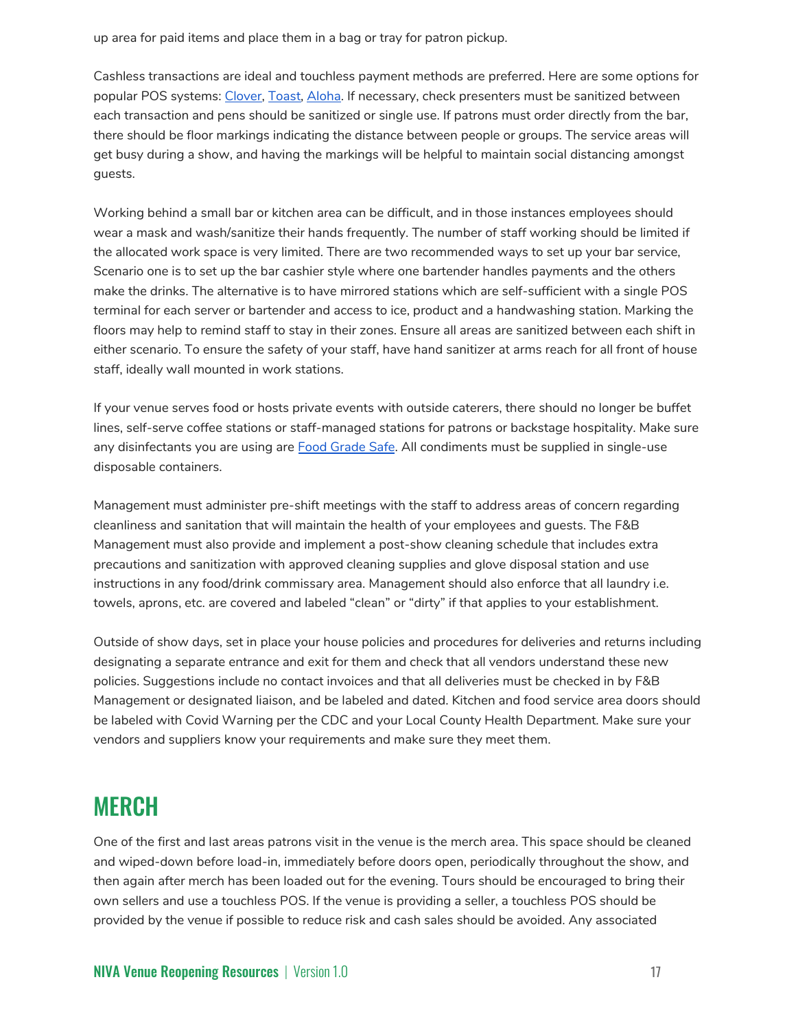up area for paid items and place them in a bag or tray for patron pickup.

Cashless transactions are ideal and touchless payment methods are preferred. Here are some options for popular POS systems: Clover, Toast, Aloha. If necessary, check presenters must be sanitized between each transaction and pens should be sanitized or single use. If patrons must order directly from the bar, there should be floor markings indicating the distance between people or groups. The service areas will get busy during a show, and having the markings will be helpful to maintain social distancing amongst guests.

Working behind a small bar or kitchen area can be difficult, and in those instances employees should wear a mask and wash/sanitize their hands frequently. The number of staff working should be limited if the allocated work space is very limited. There are two recommended ways to set up your bar service, Scenario one is to set up the bar cashier style where one bartender handles payments and the others make the drinks. The alternative is to have mirrored stations which are self-sufficient with a single POS terminal for each server or bartender and access to ice, product and a handwashing station. Marking the floors may help to remind staff to stay in their zones. Ensure all areas are sanitized between each shift in either scenario. To ensure the safety of your staff, have hand sanitizer at arms reach for all front of house staff, ideally wall mounted in work stations.

If your venue serves food or hosts private events with outside caterers, there should no longer be buffet lines, self-serve coffee stations or staff-managed stations for patrons or backstage hospitality. Make sure any disinfectants you are using are Food Grade Safe. All condiments must be supplied in single-use disposable containers.

Management must administer pre-shift meetings with the staff to address areas of concern regarding cleanliness and sanitation that will maintain the health of your employees and guests. The F&B Management must also provide and implement a post-show cleaning schedule that includes extra precautions and sanitization with approved cleaning supplies and glove disposal station and use instructions in any food/drink commissary area. Management should also enforce that all laundry i.e. towels, aprons, etc. are covered and labeled "clean" or "dirty" if that applies to your establishment.

Outside of show days, set in place your house policies and procedures for deliveries and returns including designating a separate entrance and exit for them and check that all vendors understand these new policies. Suggestions include no contact invoices and that all deliveries must be checked in by F&B Management or designated liaison, and be labeled and dated. Kitchen and food service area doors should be labeled with Covid Warning per the CDC and your Local County Health Department. Make sure your vendors and suppliers know your requirements and make sure they meet them.

## MERCH

One of the first and last areas patrons visit in the venue is the merch area. This space should be cleaned and wiped-down before load-in, immediately before doors open, periodically throughout the show, and then again after merch has been loaded out for the evening. Tours should be encouraged to bring their own sellers and use a touchless POS. If the venue is providing a seller, a touchless POS should be provided by the venue if possible to reduce risk and cash sales should be avoided. Any associated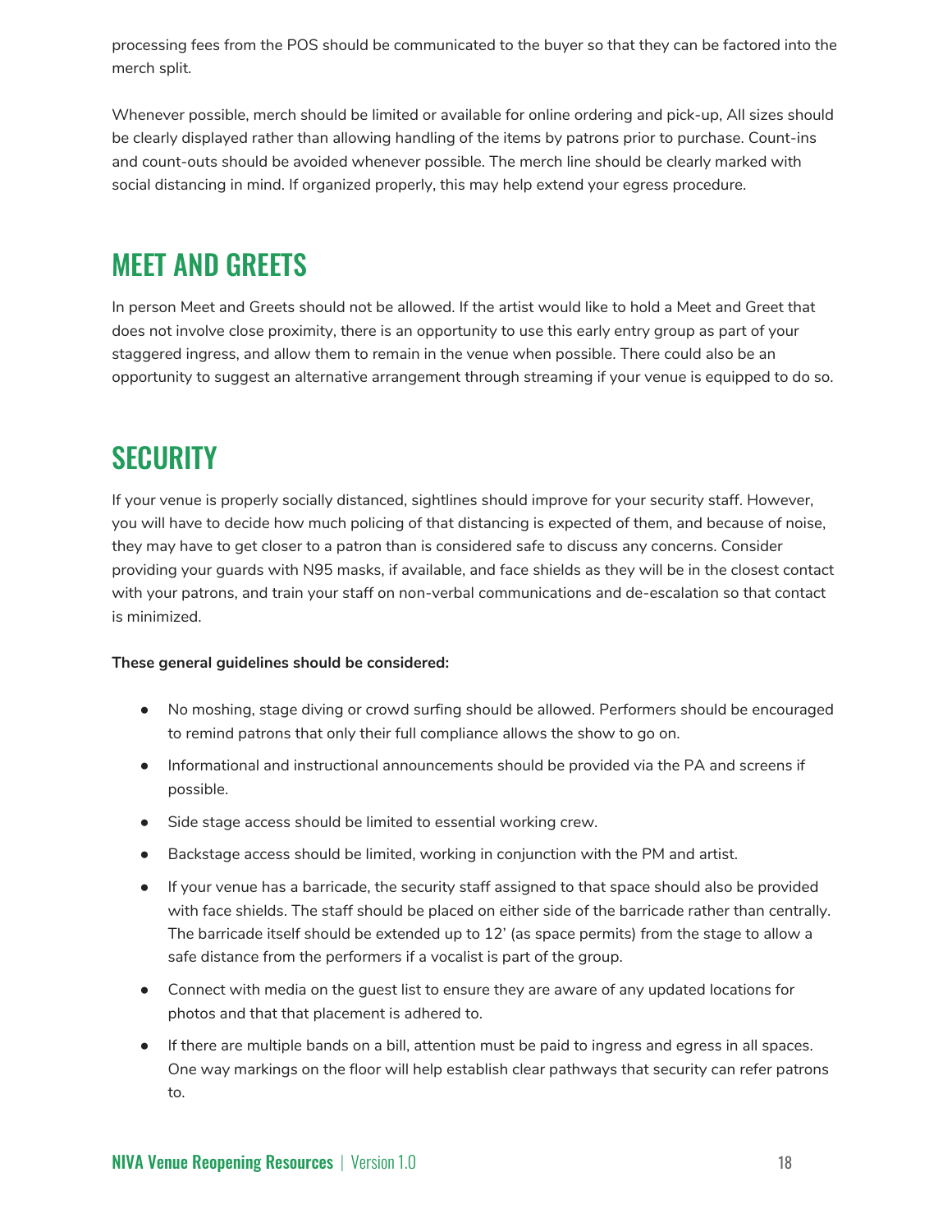processing fees from the POS should be communicated to the buyer so that they can be factored into the merch split.

Whenever possible, merch should be limited or available for online ordering and pick-up, All sizes should be clearly displayed rather than allowing handling of the items by patrons prior to purchase. Count-ins and count-outs should be avoided whenever possible. The merch line should be clearly marked with social distancing in mind. If organized properly, this may help extend your egress procedure.

## MEET AND GREETS

In person Meet and Greets should not be allowed. If the artist would like to hold a Meet and Greet that does not involve close proximity, there is an opportunity to use this early entry group as part of your staggered ingress, and allow them to remain in the venue when possible. There could also be an opportunity to suggest an alternative arrangement through streaming if your venue is equipped to do so.

## SECURITY

If your venue is properly socially distanced, sightlines should improve for your security staff. However, you will have to decide how much policing of that distancing is expected of them, and because of noise, they may have to get closer to a patron than is considered safe to discuss any concerns. Consider providing your guards with N95 masks, if available, and face shields as they will be in the closest contact with your patrons, and train your staff on non-verbal communications and de-escalation so that contact is minimized.

**These general guidelines should be considered:**

- No moshing, stage diving or crowd surfing should be allowed. Performers should be encouraged to remind patrons that only their full compliance allows the show to go on.
- Informational and instructional announcements should be provided via the PA and screens if possible.
- Side stage access should be limited to essential working crew.
- Backstage access should be limited, working in conjunction with the PM and artist.
- If your venue has a barricade, the security staff assigned to that space should also be provided with face shields. The staff should be placed on either side of the barricade rather than centrally. The barricade itself should be extended up to 12' (as space permits) from the stage to allow a safe distance from the performers if a vocalist is part of the group.
- Connect with media on the guest list to ensure they are aware of any updated locations for photos and that that placement is adhered to.
- If there are multiple bands on a bill, attention must be paid to ingress and egress in all spaces. One way markings on the floor will help establish clear pathways that security can refer patrons to.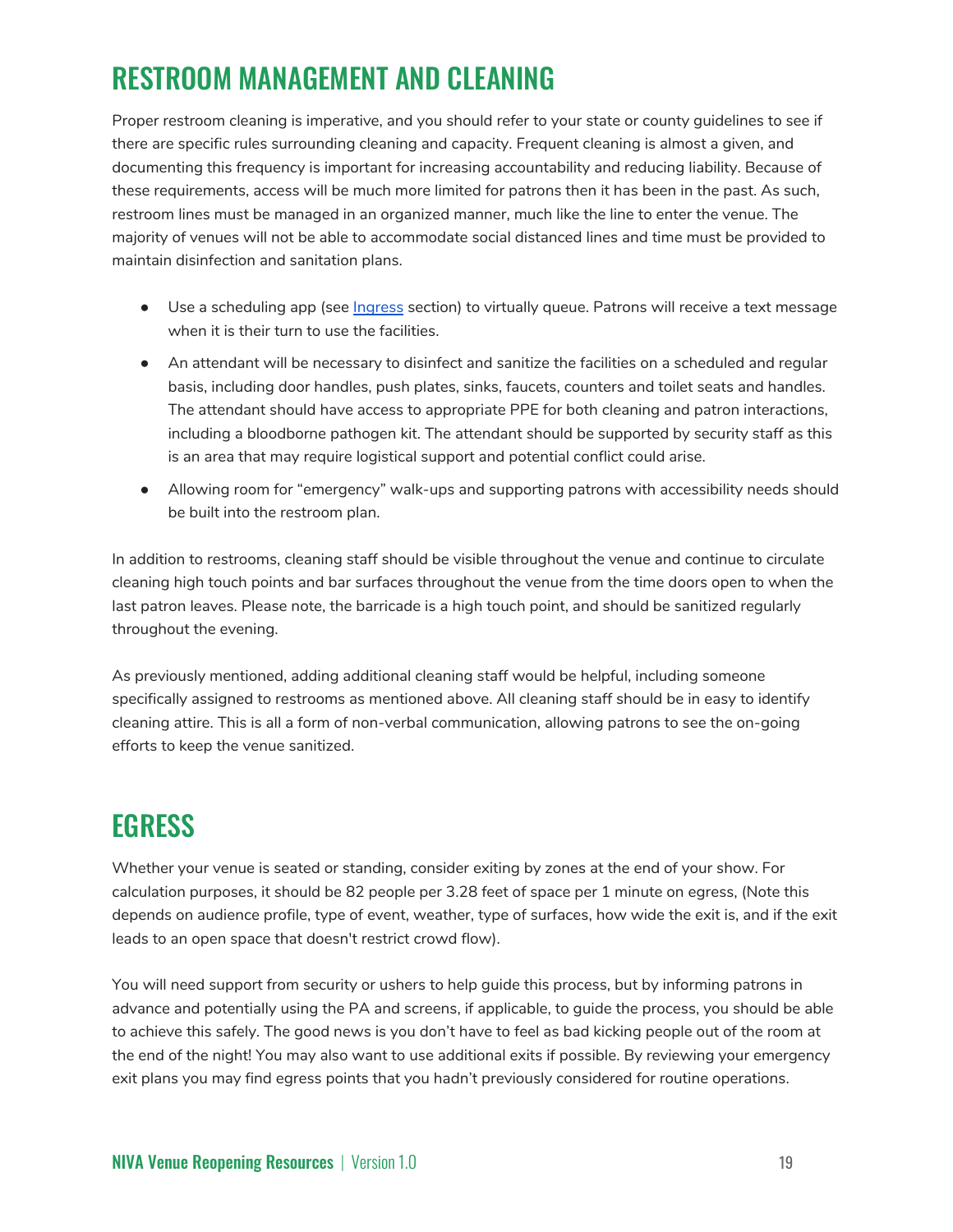# RESTROOM MANAGEMENT AND CLEANING

Proper restroom cleaning is imperative, and you should refer to your state or county guidelines to see if there are specific rules surrounding cleaning and capacity. Frequent cleaning is almost a given, and documenting this frequency is important for increasing accountability and reducing liability. Because of these requirements, access will be much more limited for patrons then it has been in the past. As such, restroom lines must be managed in an organized manner, much like the line to enter the venue. The majority of venues will not be able to accommodate social distanced lines and time must be provided to maintain disinfection and sanitation plans.

- Use a scheduling app (see Ingress section) to virtually queue. Patrons will receive a text message when it is their turn to use the facilities.
- An attendant will be necessary to disinfect and sanitize the facilities on a scheduled and regular basis, including door handles, push plates, sinks, faucets, counters and toilet seats and handles. The attendant should have access to appropriate PPE for both cleaning and patron interactions, including a bloodborne pathogen kit. The attendant should be supported by security staff as this is an area that may require logistical support and potential conflict could arise.
- Allowing room for "emergency" walk-ups and supporting patrons with accessibility needs should be built into the restroom plan.

In addition to restrooms, cleaning staff should be visible throughout the venue and continue to circulate cleaning high touch points and bar surfaces throughout the venue from the time doors open to when the last patron leaves. Please note, the barricade is a high touch point, and should be sanitized regularly throughout the evening.

As previously mentioned, adding additional cleaning staff would be helpful, including someone specifically assigned to restrooms as mentioned above. All cleaning staff should be in easy to identify cleaning attire. This is all a form of non-verbal communication, allowing patrons to see the on-going efforts to keep the venue sanitized.

# EGRESS

Whether your venue is seated or standing, consider exiting by zones at the end of your show. For calculation purposes, it should be 82 people per 3.28 feet of space per 1 minute on egress, (Note this depends on audience profile, type of event, weather, type of surfaces, how wide the exit is, and if the exit leads to an open space that doesn't restrict crowd flow).

You will need support from security or ushers to help guide this process, but by informing patrons in advance and potentially using the PA and screens, if applicable, to guide the process, you should be able to achieve this safely. The good news is you don't have to feel as bad kicking people out of the room at the end of the night! You may also want to use additional exits if possible. By reviewing your emergency exit plans you may find egress points that you hadn't previously considered for routine operations.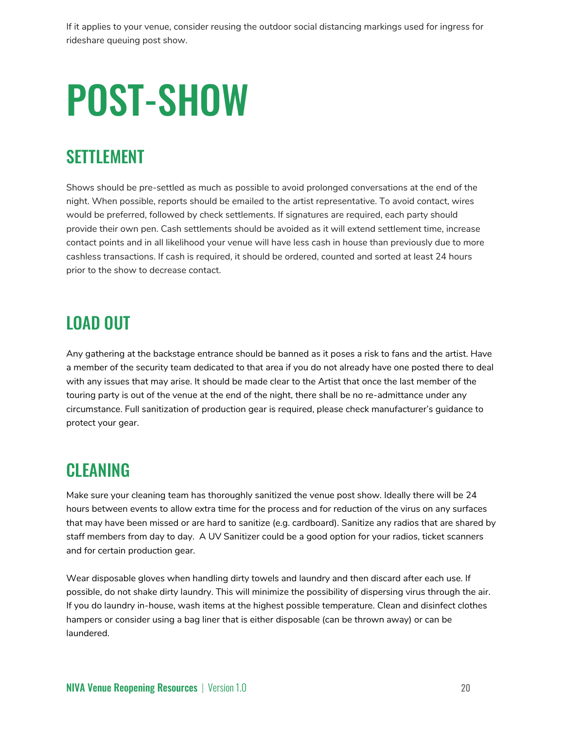If it applies to your venue, consider reusing the outdoor social distancing markings used for ingress for rideshare queuing post show.

# POST-SHOW

## SETTLEMENT

Shows should be pre-settled as much as possible to avoid prolonged conversations at the end of the night. When possible, reports should be emailed to the artist representative. To avoid contact, wires would be preferred, followed by check settlements. If signatures are required, each party should provide their own pen. Cash settlements should be avoided as it will extend settlement time, increase contact points and in all likelihood your venue will have less cash in house than previously due to more cashless transactions. If cash is required, it should be ordered, counted and sorted at least 24 hours prior to the show to decrease contact.

## LOAD OUT

Any gathering at the backstage entrance should be banned as it poses a risk to fans and the artist. Have a member of the security team dedicated to that area if you do not already have one posted there to deal with any issues that may arise. It should be made clear to the Artist that once the last member of the touring party is out of the venue at the end of the night, there shall be no re-admittance under any circumstance. Full sanitization of production gear is required, please check manufacturer's guidance to protect your gear.

## CLEANING

Make sure your cleaning team has thoroughly sanitized the venue post show. Ideally there will be 24 hours between events to allow extra time for the process and for reduction of the virus on any surfaces that may have been missed or are hard to sanitize (e.g. cardboard). Sanitize any radios that are shared by staff members from day to day. A UV Sanitizer could be a good option for your radios, ticket scanners and for certain production gear.

Wear disposable gloves when handling dirty towels and laundry and then discard after each use. If possible, do not shake dirty laundry. This will minimize the possibility of dispersing virus through the air. If you do laundry in-house, wash items at the highest possible temperature. Clean and disinfect clothes hampers or consider using a bag liner that is either disposable (can be thrown away) or can be laundered.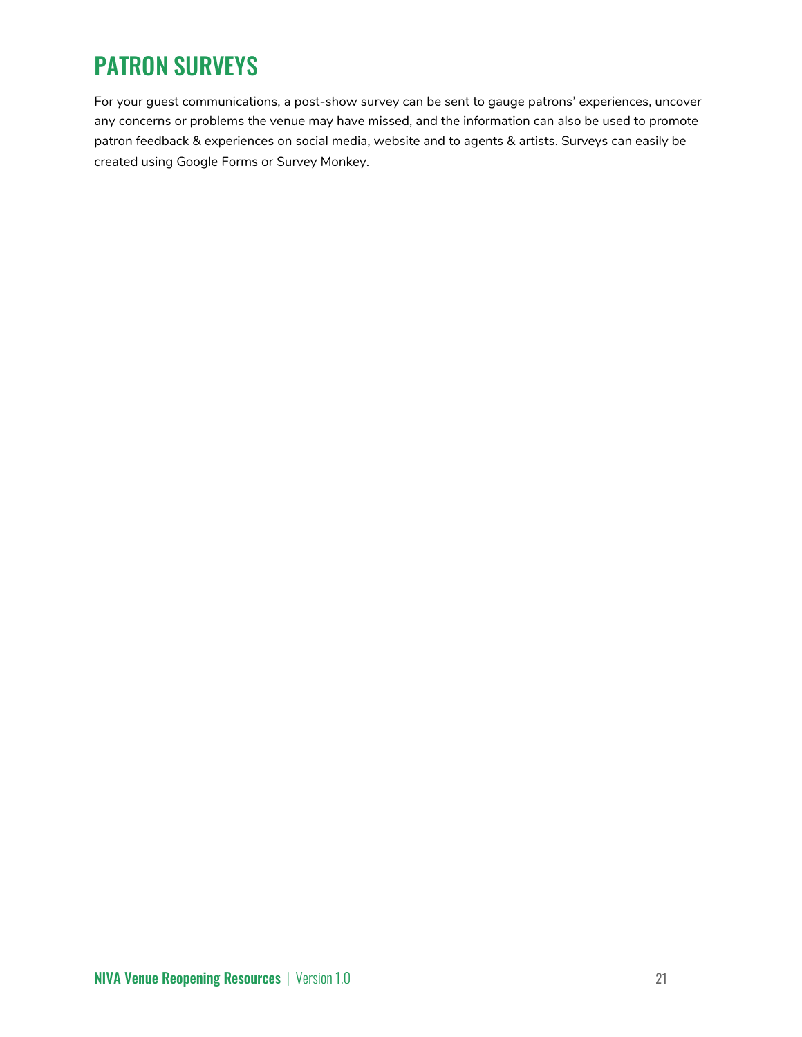# PATRON SURVEYS

For your guest communications, a post-show survey can be sent to gauge patrons' experiences, uncover any concerns or problems the venue may have missed, and the information can also be used to promote patron feedback & experiences on social media, website and to agents & artists. Surveys can easily be created using Google Forms or Survey Monkey.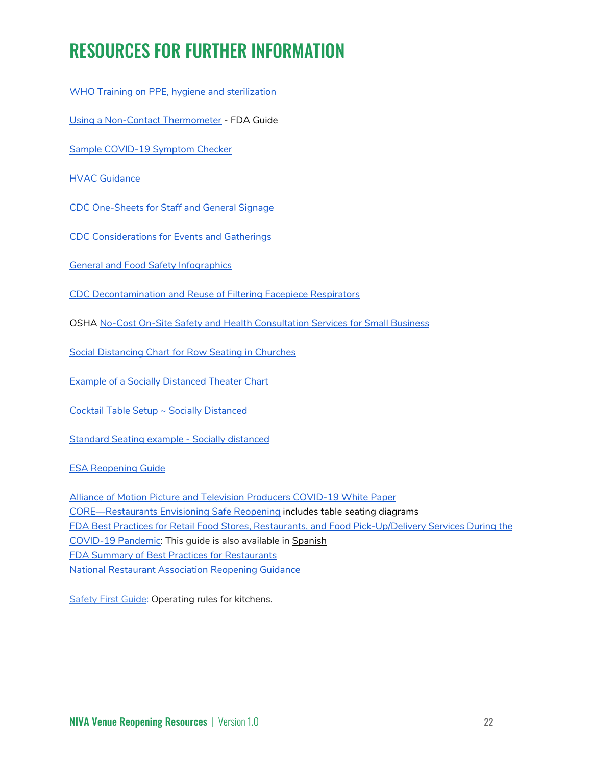# RESOURCES FOR FURTHER INFORMATION

WHO Training on PPE, hygiene and sterilization

Using a Non-Contact Thermometer - FDA Guide

Sample COVID-19 Symptom Checker

HVAC Guidance

CDC One-Sheets for Staff and General Signage

CDC Considerations for Events and Gatherings

General and Food Safety Infographics

CDC Decontamination and Reuse of Filtering Facepiece Respirators

OSHA No-Cost On-Site Safety and Health Consultation Services for Small Business

Social Distancing Chart for Row Seating in Churches

Example of a Socially Distanced Theater Chart

Cocktail Table Setup ~ Socially Distanced

Standard Seating example - Socially distanced

ESA Reopening Guide

Alliance of Motion Picture and Television Producers COVID-19 White Paper
CORE—Restaurants Envisioning Safe Reopening includes table seating diagrams
FDA Best Practices for Retail Food Stores, Restaurants, and Food Pick-Up/Delivery Services During the COVID-19 Pandemic: This guide is also available in Spanish
FDA Summary of Best Practices for Restaurants
National Restaurant Association Reopening Guidance

Safety First Guide: Operating rules for kitchens.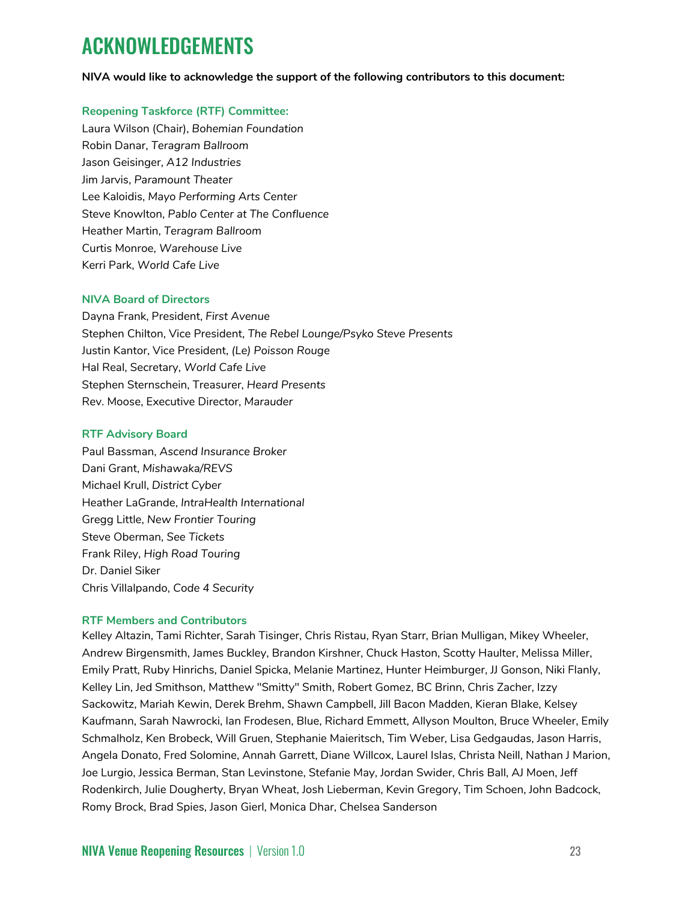# ACKNOWLEDGEMENTS

**NIVA would like to acknowledge the support of the following contributors to this document:**

### Reopening Taskforce (RTF) Committee:

Laura Wilson (Chair), *Bohemian Foundation*
Robin Danar, *Teragram Ballroom*
Jason Geisinger, *A12 Industries*
Jim Jarvis, *Paramount Theater*
Lee Kaloidis, *Mayo Performing Arts Center*
Steve Knowlton, *Pablo Center at The Confluence*
Heather Martin, *Teragram Ballroom*
Curtis Monroe, *Warehouse Live*
Kerri Park, *World Cafe Live*

### NIVA Board of Directors

Dayna Frank, President, *First Avenue*
Stephen Chilton, Vice President, *The Rebel Lounge/Psyko Steve Presents*
Justin Kantor, Vice President, *(Le) Poisson Rouge*
Hal Real, Secretary, *World Cafe Live*
Stephen Sternschein, Treasurer, *Heard Presents*
Rev. Moose, Executive Director, *Marauder*

### RTF Advisory Board

Paul Bassman, *Ascend Insurance Broker*
Dani Grant, *Mishawaka/REVS*
Michael Krull, *District Cyber*
Heather LaGrande, *IntraHealth International*
Gregg Little, *New Frontier Touring*
Steve Oberman, *See Tickets*
Frank Riley, *High Road Touring*
Dr. Daniel Siker
Chris Villalpando, *Code 4 Security*

### RTF Members and Contributors

Kelley Altazin, Tami Richter, Sarah Tisinger, Chris Ristau, Ryan Starr, Brian Mulligan, Mikey Wheeler, Andrew Birgensmith, James Buckley, Brandon Kirshner, Chuck Haston, Scotty Haulter, Melissa Miller, Emily Pratt, Ruby Hinrichs, Daniel Spicka, Melanie Martinez, Hunter Heimburger, JJ Gonson, Niki Flanly, Kelley Lin, Jed Smithson, Matthew "Smitty" Smith, Robert Gomez, BC Brinn, Chris Zacher, Izzy Sackowitz, Mariah Kewin, Derek Brehm, Shawn Campbell, Jill Bacon Madden, Kieran Blake, Kelsey Kaufmann, Sarah Nawrocki, Ian Frodesen, Blue, Richard Emmett, Allyson Moulton, Bruce Wheeler, Emily Schmalholz, Ken Brobeck, Will Gruen, Stephanie Maieritsch, Tim Weber, Lisa Gedgaudas, Jason Harris, Angela Donato, Fred Solomine, Annah Garrett, Diane Willcox, Laurel Islas, Christa Neill, Nathan J Marion, Joe Lurgio, Jessica Berman, Stan Levinstone, Stefanie May, Jordan Swider, Chris Ball, AJ Moen, Jeff Rodenkirch, Julie Dougherty, Bryan Wheat, Josh Lieberman, Kevin Gregory, Tim Schoen, John Badcock, Romy Brock, Brad Spies, Jason Gierl, Monica Dhar, Chelsea Sanderson